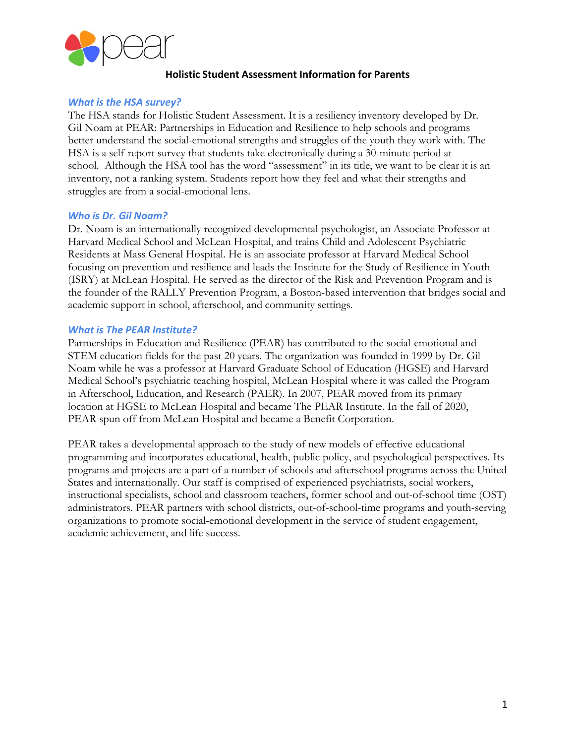# Holistic Student Assessment Information for Parents

### *What is the HSA survey?*

The HSA stands for Holistic Student Assessment. It is a resiliency inventory developed by Dr. Gil Noam at PEAR: Partnerships in Education and Resilience to help schools and programs better understand the social-emotional strengths and struggles of the youth they work with. The HSA is a self-report survey that students take electronically during a 30-minute period at school. Although the HSA tool has the word "assessment" in its title, we want to be clear it is an inventory, not a ranking system. Students report how they feel and what their strengths and struggles are from a social-emotional lens.

### *Who is Dr. Gil Noam?*

Dr. Noam is an internationally recognized developmental psychologist, an Associate Professor at Harvard Medical School and McLean Hospital, and trains Child and Adolescent Psychiatric Residents at Mass General Hospital. He is an associate professor at Harvard Medical School focusing on prevention and resilience and leads the Institute for the Study of Resilience in Youth (ISRY) at McLean Hospital. He served as the director of the Risk and Prevention Program and is the founder of the RALLY Prevention Program, a Boston-based intervention that bridges social and academic support in school, afterschool, and community settings.

### *What is The PEAR Institute?*

Partnerships in Education and Resilience (PEAR) has contributed to the social-emotional and STEM education fields for the past 20 years. The organization was founded in 1999 by Dr. Gil Noam while he was a professor at Harvard Graduate School of Education (HGSE) and Harvard Medical School's psychiatric teaching hospital, McLean Hospital where it was called the Program in Afterschool, Education, and Research (PAER). In 2007, PEAR moved from its primary location at HGSE to McLean Hospital and became The PEAR Institute. In the fall of 2020, PEAR spun off from McLean Hospital and became a Benefit Corporation.

PEAR takes a developmental approach to the study of new models of effective educational programming and incorporates educational, health, public policy, and psychological perspectives. Its programs and projects are a part of a number of schools and afterschool programs across the United States and internationally. Our staff is comprised of experienced psychiatrists, social workers, instructional specialists, school and classroom teachers, former school and out-of-school time (OST) administrators. PEAR partners with school districts, out-of-school-time programs and youth-serving organizations to promote social-emotional development in the service of student engagement, academic achievement, and life success.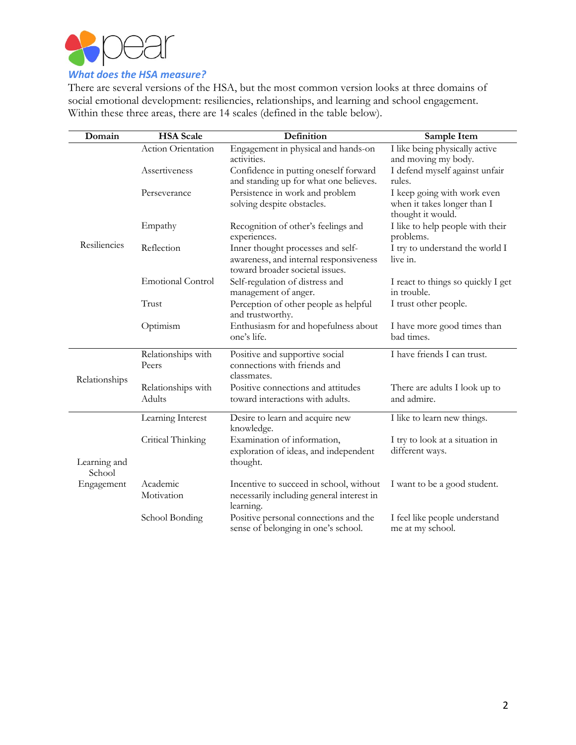### *What does the HSA measure?*

There are several versions of the HSA, but the most common version looks at three domains of social emotional development: resiliencies, relationships, and learning and school engagement. Within these three areas, there are 14 scales (defined in the table below).

| Domain | HSA Scale | Definition | Sample Item |
|---|---|---|---|
| Resiliencies | Action Orientation | Engagement in physical and hands-on activities. | I like being physically active and moving my body. |
| | Assertiveness | Confidence in putting oneself forward and standing up for what one believes. | I defend myself against unfair rules. |
| | Perseverance | Persistence in work and problem solving despite obstacles. | I keep going with work even when it takes longer than I thought it would. |
| | Empathy | Recognition of other's feelings and experiences. | I like to help people with their problems. |
| | Reflection | Inner thought processes and self-awareness, and internal responsiveness toward broader societal issues. | I try to understand the world I live in. |
| | Emotional Control | Self-regulation of distress and management of anger. | I react to things so quickly I get in trouble. |
| | Trust | Perception of other people as helpful and trustworthy. | I trust other people. |
| | Optimism | Enthusiasm for and hopefulness about one's life. | I have more good times than bad times. |
| Relationships | Relationships with Peers | Positive and supportive social connections with friends and classmates. | I have friends I can trust. |
| | Relationships with Adults | Positive connections and attitudes toward interactions with adults. | There are adults I look up to and admire. |
| Learning and School Engagement | Learning Interest | Desire to learn and acquire new knowledge. | I like to learn new things. |
| | Critical Thinking | Examination of information, exploration of ideas, and independent thought. | I try to look at a situation in different ways. |
| | Academic Motivation | Incentive to succeed in school, without necessarily including general interest in learning. | I want to be a good student. |
| | School Bonding | Positive personal connections and the sense of belonging in one's school. | I feel like people understand me at my school. |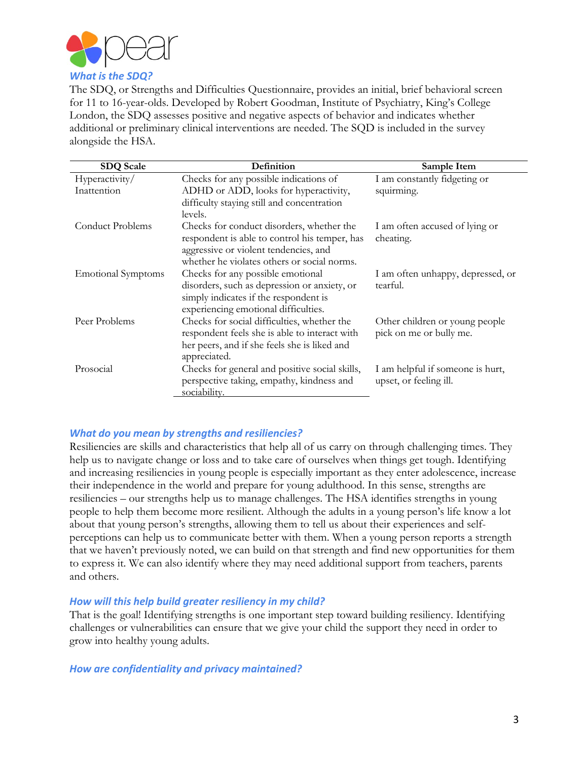### *What is the SDQ?*

The SDQ, or Strengths and Difficulties Questionnaire, provides an initial, brief behavioral screen for 11 to 16-year-olds. Developed by Robert Goodman, Institute of Psychiatry, King's College London, the SDQ assesses positive and negative aspects of behavior and indicates whether additional or preliminary clinical interventions are needed. The SQD is included in the survey alongside the HSA.

| SDQ Scale | Definition | Sample Item |
|---|---|---|
| Hyperactivity/ Inattention | Checks for any possible indications of ADHD or ADD, looks for hyperactivity, difficulty staying still and concentration levels. | I am constantly fidgeting or squirming. |
| Conduct Problems | Checks for conduct disorders, whether the respondent is able to control his temper, has aggressive or violent tendencies, and whether he violates others or social norms. | I am often accused of lying or cheating. |
| Emotional Symptoms | Checks for any possible emotional disorders, such as depression or anxiety, or simply indicates if the respondent is experiencing emotional difficulties. | I am often unhappy, depressed, or tearful. |
| Peer Problems | Checks for social difficulties, whether the respondent feels she is able to interact with her peers, and if she feels she is liked and appreciated. | Other children or young people pick on me or bully me. |
| Prosocial | Checks for general and positive social skills, perspective taking, empathy, kindness and sociability. | I am helpful if someone is hurt, upset, or feeling ill. |

### *What do you mean by strengths and resiliencies?*

Resiliencies are skills and characteristics that help all of us carry on through challenging times. They help us to navigate change or loss and to take care of ourselves when things get tough. Identifying and increasing resiliencies in young people is especially important as they enter adolescence, increase their independence in the world and prepare for young adulthood. In this sense, strengths are resiliencies – our strengths help us to manage challenges. The HSA identifies strengths in young people to help them become more resilient. Although the adults in a young person's life know a lot about that young person's strengths, allowing them to tell us about their experiences and self-perceptions can help us to communicate better with them. When a young person reports a strength that we haven't previously noted, we can build on that strength and find new opportunities for them to express it. We can also identify where they may need additional support from teachers, parents and others.

### *How will this help build greater resiliency in my child?*

That is the goal! Identifying strengths is one important step toward building resiliency. Identifying challenges or vulnerabilities can ensure that we give your child the support they need in order to grow into healthy young adults.

### *How are confidentiality and privacy maintained?*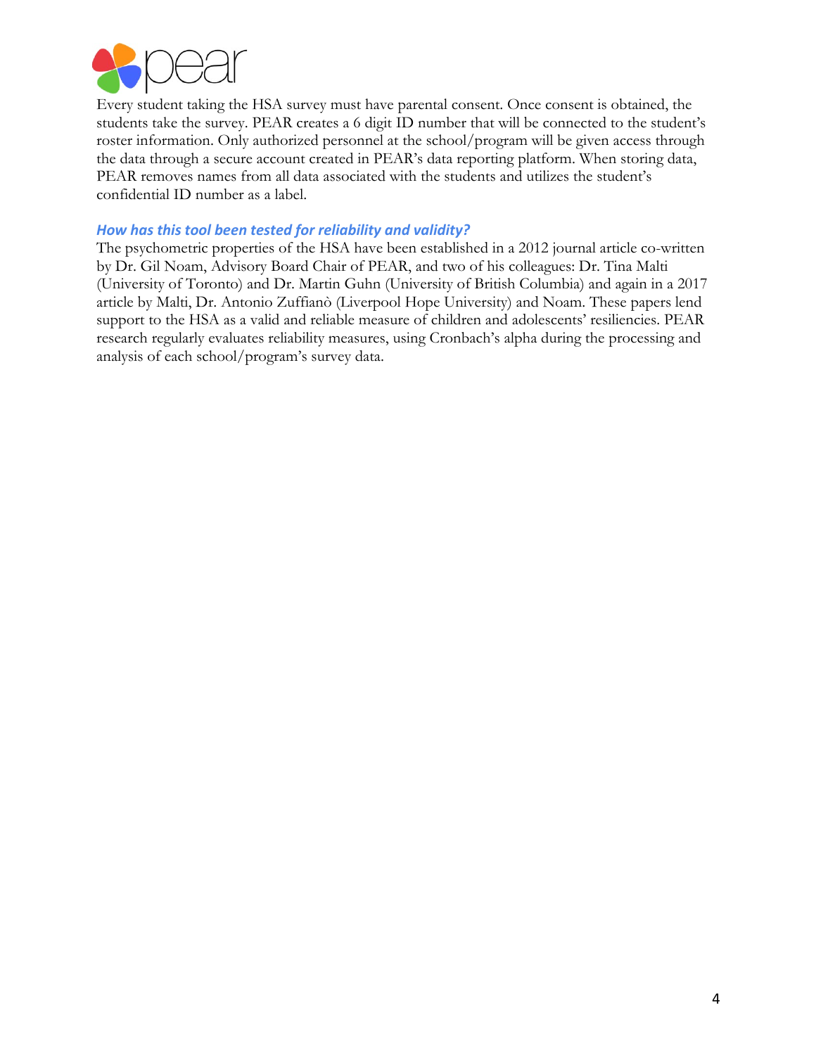Every student taking the HSA survey must have parental consent. Once consent is obtained, the students take the survey. PEAR creates a 6 digit ID number that will be connected to the student's roster information. Only authorized personnel at the school/program will be given access through the data through a secure account created in PEAR's data reporting platform. When storing data, PEAR removes names from all data associated with the students and utilizes the student's confidential ID number as a label.

### *How has this tool been tested for reliability and validity?*

The psychometric properties of the HSA have been established in a 2012 journal article co-written by Dr. Gil Noam, Advisory Board Chair of PEAR, and two of his colleagues: Dr. Tina Malti (University of Toronto) and Dr. Martin Guhn (University of British Columbia) and again in a 2017 article by Malti, Dr. Antonio Zuffianò (Liverpool Hope University) and Noam. These papers lend support to the HSA as a valid and reliable measure of children and adolescents' resiliencies. PEAR research regularly evaluates reliability measures, using Cronbach's alpha during the processing and analysis of each school/program's survey data.